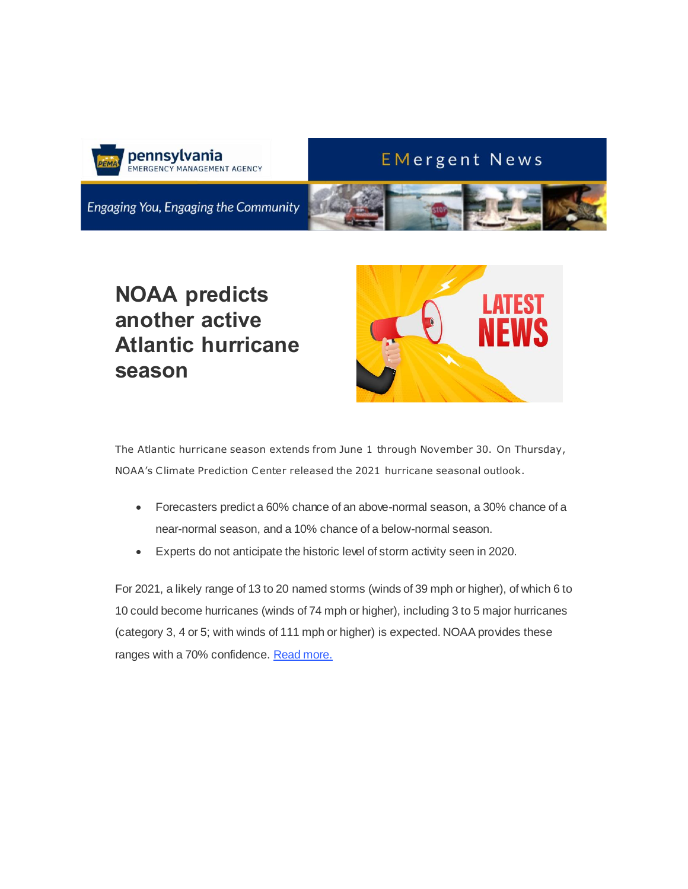pennsylvania
EMERGENCY MANAGEMENT AGENCY

EMergent News

*Engaging You, Engaging the Community*

# NOAA predicts another active Atlantic hurricane season

The Atlantic hurricane season extends from June 1 through November 30. On Thursday, NOAA's Climate Prediction Center released the 2021 hurricane seasonal outlook.

- Forecasters predict a 60% chance of an above-normal season, a 30% chance of a near-normal season, and a 10% chance of a below-normal season.
- Experts do not anticipate the historic level of storm activity seen in 2020.

For 2021, a likely range of 13 to 20 named storms (winds of 39 mph or higher), of which 6 to 10 could become hurricanes (winds of 74 mph or higher), including 3 to 5 major hurricanes (category 3, 4 or 5; with winds of 111 mph or higher) is expected. NOAA provides these ranges with a 70% confidence. [Read more.]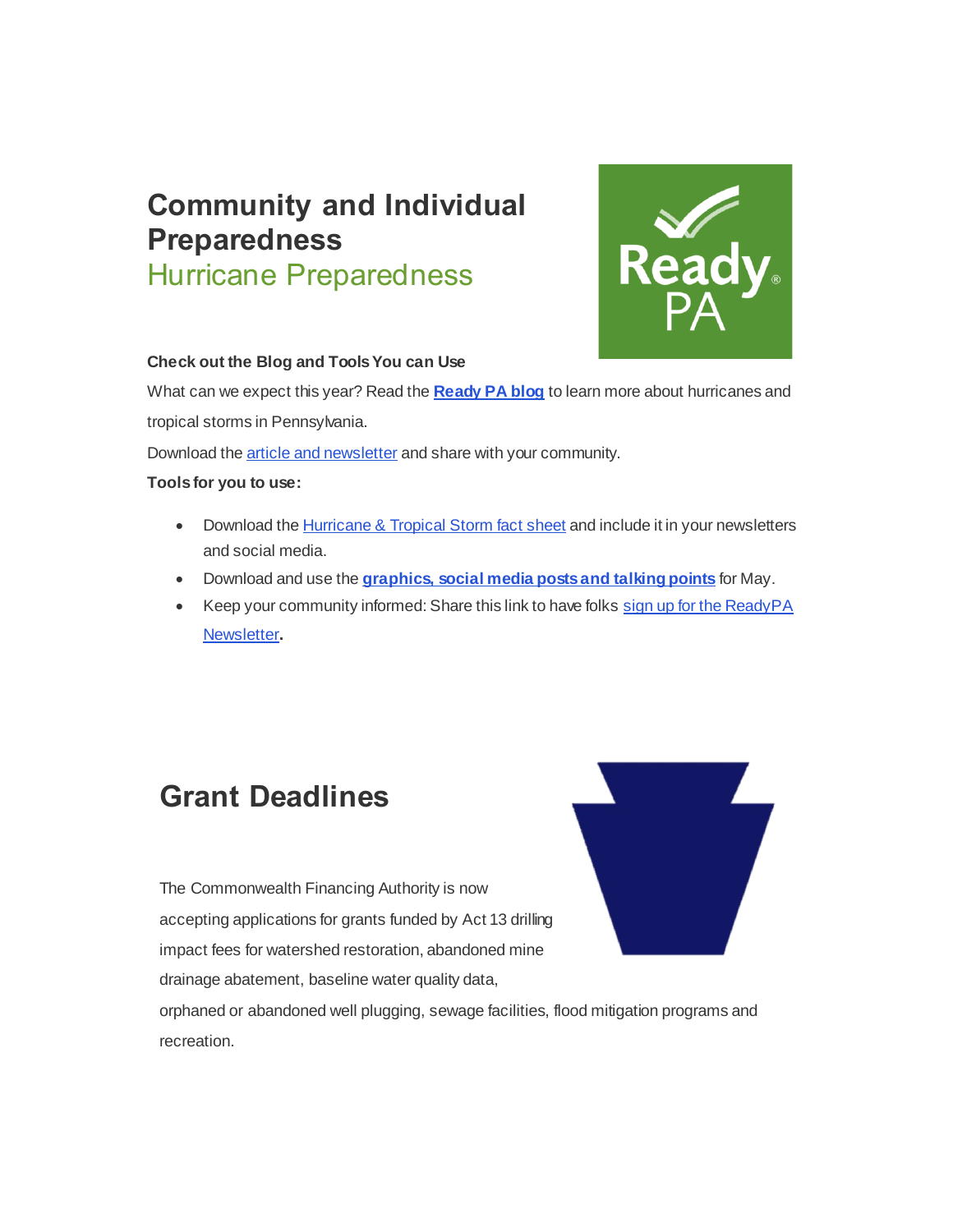# Community and Individual Preparedness

## Hurricane Preparedness

**Check out the Blog and Tools You can Use**

What can we expect this year? Read the **Ready PA blog** to learn more about hurricanes and tropical storms in Pennsylvania.

Download the article and newsletter and share with your community.

**Tools for you to use:**

- Download the Hurricane & Tropical Storm fact sheet and include it in your newsletters and social media.
- Download and use the **graphics, social media posts and talking points** for May.
- Keep your community informed: Share this link to have folks sign up for the ReadyPA Newsletter**.**

# Grant Deadlines

The Commonwealth Financing Authority is now accepting applications for grants funded by Act 13 drilling impact fees for watershed restoration, abandoned mine drainage abatement, baseline water quality data, orphaned or abandoned well plugging, sewage facilities, flood mitigation programs and recreation.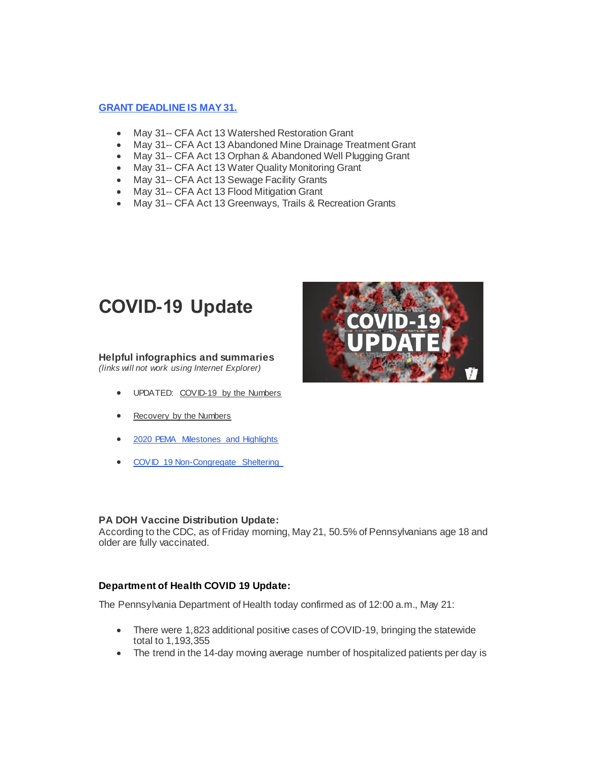**GRANT DEADLINE IS MAY 31.**

- May 31-- CFA Act 13 Watershed Restoration Grant
- May 31-- CFA Act 13 Abandoned Mine Drainage Treatment Grant
- May 31-- CFA Act 13 Orphan & Abandoned Well Plugging Grant
- May 31-- CFA Act 13 Water Quality Monitoring Grant
- May 31-- CFA Act 13 Sewage Facility Grants
- May 31-- CFA Act 13 Flood Mitigation Grant
- May 31-- CFA Act 13 Greenways, Trails & Recreation Grants

# COVID-19 Update

**Helpful infographics and summaries**
*(links will not work using Internet Explorer)*

- UPDATED: COVID-19 by the Numbers
- Recovery by the Numbers
- 2020 PEMA Milestones and Highlights
- COVID 19 Non-Congregate Sheltering

**PA DOH Vaccine Distribution Update:**
According to the CDC, as of Friday morning, May 21, 50.5% of Pennsylvanians age 18 and older are fully vaccinated.

**Department of Health COVID 19 Update:**

The Pennsylvania Department of Health today confirmed as of 12:00 a.m., May 21:

- There were 1,823 additional positive cases of COVID-19, bringing the statewide total to 1,193,355
- The trend in the 14-day moving average number of hospitalized patients per day is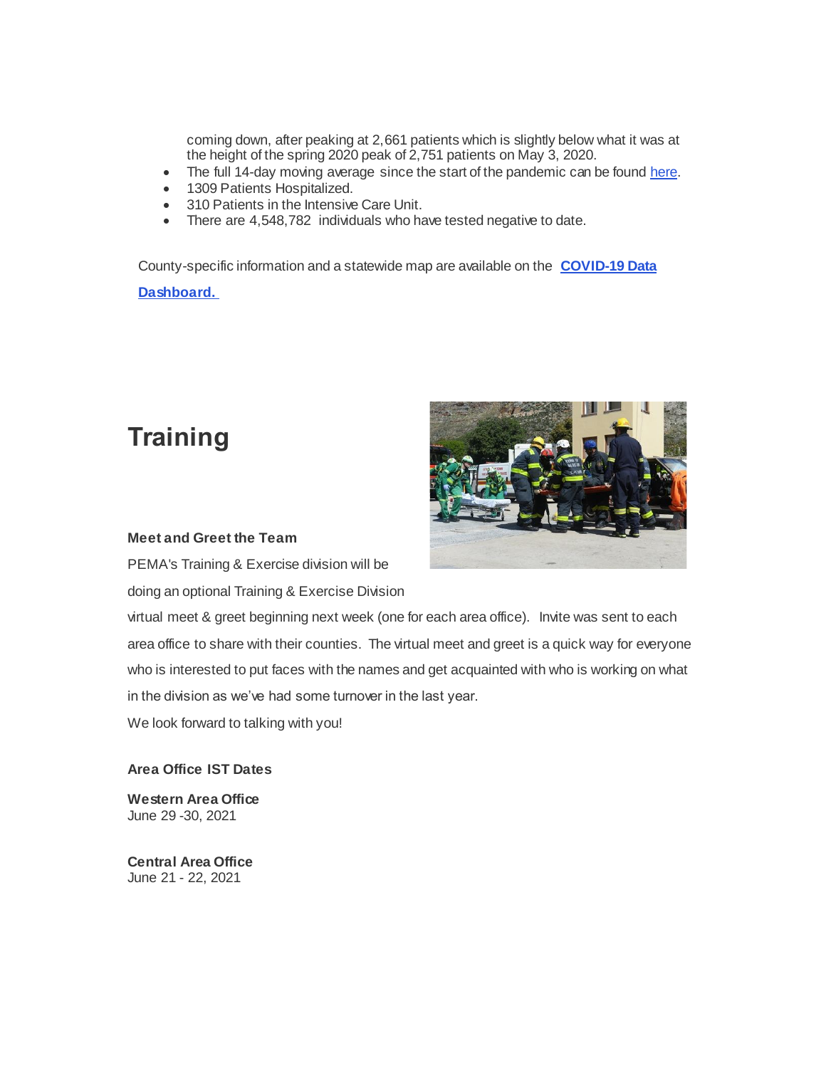coming down, after peaking at 2,661 patients which is slightly below what it was at the height of the spring 2020 peak of 2,751 patients on May 3, 2020.

- The full 14-day moving average since the start of the pandemic can be found here.
- 1309 Patients Hospitalized.
- 310 Patients in the Intensive Care Unit.
- There are 4,548,782 individuals who have tested negative to date.

County-specific information and a statewide map are available on the **COVID-19 Data Dashboard.**

# Training

**Meet and Greet the Team**

PEMA's Training & Exercise division will be doing an optional Training & Exercise Division virtual meet & greet beginning next week (one for each area office). Invite was sent to each area office to share with their counties. The virtual meet and greet is a quick way for everyone who is interested to put faces with the names and get acquainted with who is working on what in the division as we've had some turnover in the last year.

We look forward to talking with you!

**Area Office IST Dates**

**Western Area Office**
June 29 -30, 2021

**Central Area Office**
June 21 - 22, 2021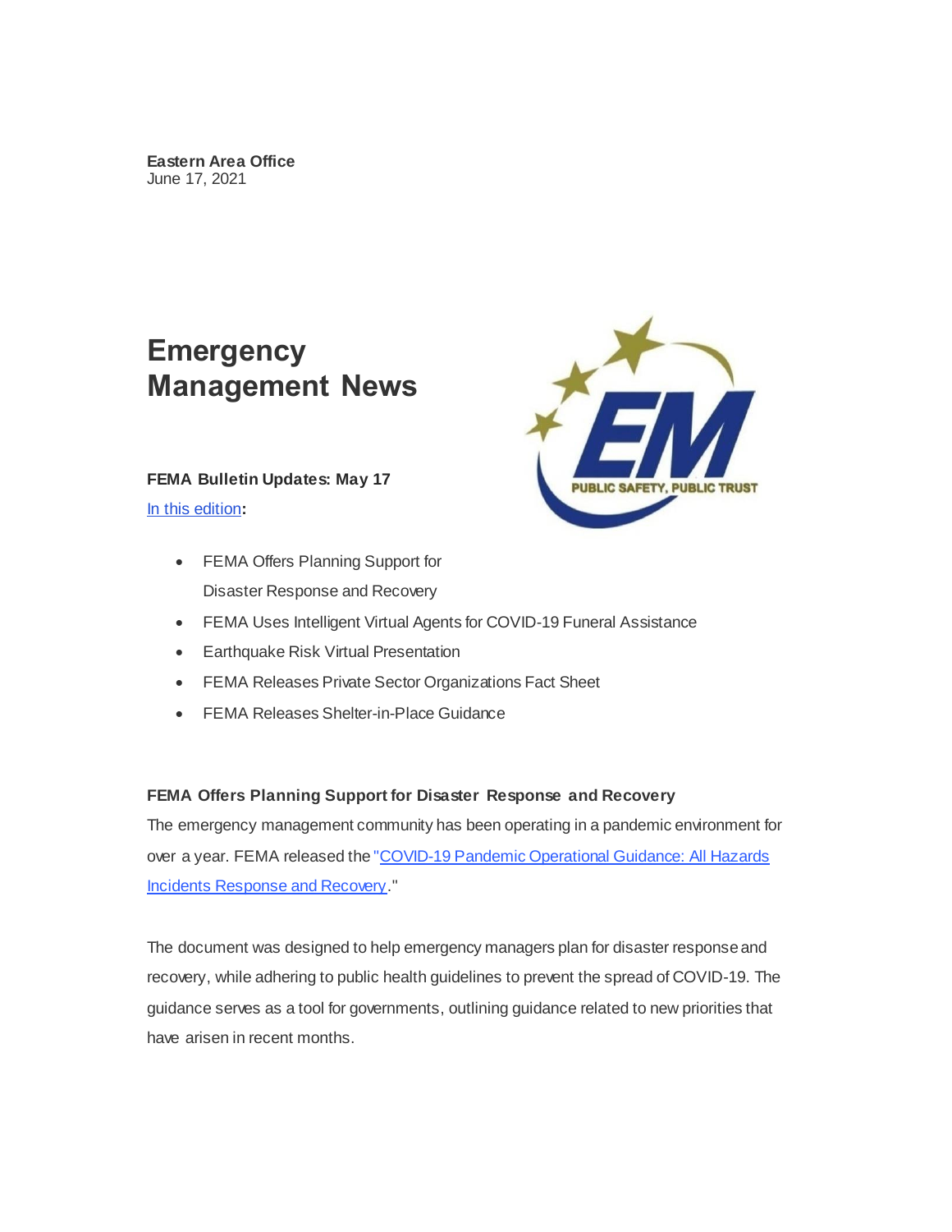**Eastern Area Office**
June 17, 2021

# Emergency Management News

**FEMA Bulletin Updates: May 17**

[In this edition]:

- FEMA Offers Planning Support for Disaster Response and Recovery
- FEMA Uses Intelligent Virtual Agents for COVID-19 Funeral Assistance
- Earthquake Risk Virtual Presentation
- FEMA Releases Private Sector Organizations Fact Sheet
- FEMA Releases Shelter-in-Place Guidance

**FEMA Offers Planning Support for Disaster Response and Recovery**

The emergency management community has been operating in a pandemic environment for over a year. FEMA released the "[COVID-19 Pandemic Operational Guidance: All Hazards Incidents Response and Recovery]."

The document was designed to help emergency managers plan for disaster response and recovery, while adhering to public health guidelines to prevent the spread of COVID-19. The guidance serves as a tool for governments, outlining guidance related to new priorities that have arisen in recent months.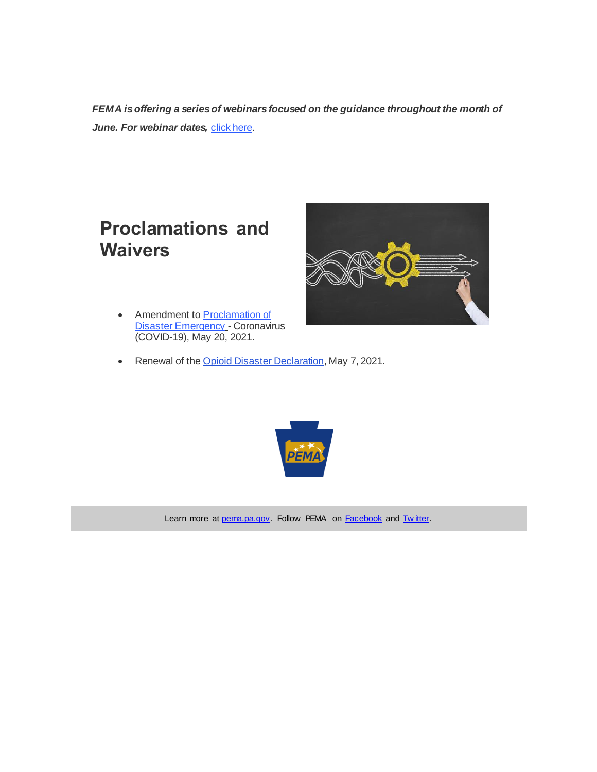***FEMA is offering a series of webinars focused on the guidance throughout the month of June. For webinar dates,*** click here.

## Proclamations and Waivers

- Amendment to Proclamation of Disaster Emergency - Coronavirus (COVID-19), May 20, 2021.
- Renewal of the Opioid Disaster Declaration, May 7, 2021.

PEMA

Learn more at pema.pa.gov. Follow PEMA on Facebook and Twitter.